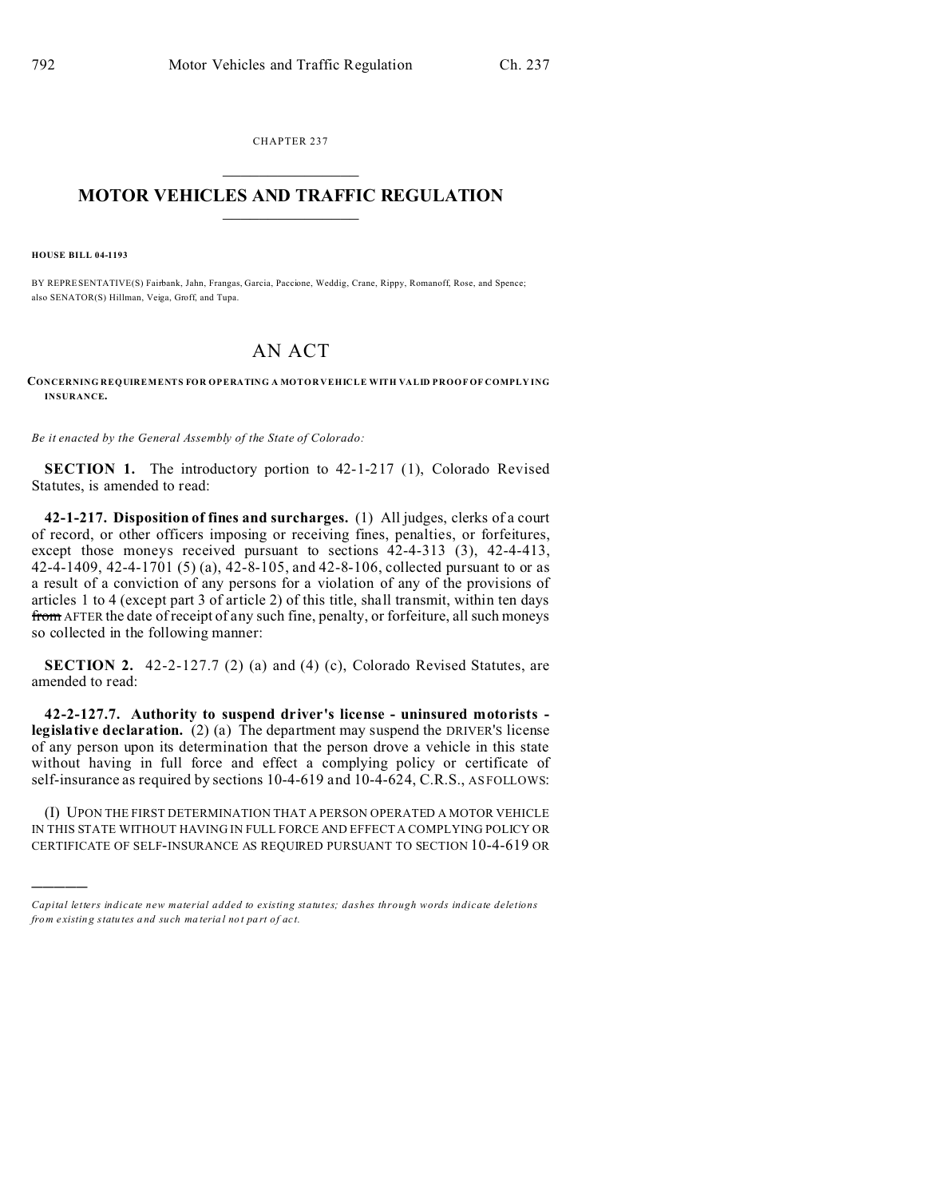CHAPTER 237

# MOTOR VEHICLES AND TRAFFIC REGULATION

**HOUSE BILL 04-1193**

BY REPRESENTATIVE(S) Fairbank, Jahn, Frangas, Garcia, Paccione, Weddig, Crane, Rippy, Romanoff, Rose, and Spence; also SENATOR(S) Hillman, Veiga, Groff, and Tupa.

# AN ACT

**CONCERNING REQUIREMENTS FOR OPERATING A MOTOR VEHICLE WITH VALID PROOF OF COMPLYING INSURANCE.**

*Be it enacted by the General Assembly of the State of Colorado:*

**SECTION 1.** The introductory portion to 42-1-217 (1), Colorado Revised Statutes, is amended to read:

**42-1-217. Disposition of fines and surcharges.** (1) All judges, clerks of a court of record, or other officers imposing or receiving fines, penalties, or forfeitures, except those moneys received pursuant to sections 42-4-313 (3), 42-4-413, 42-4-1409, 42-4-1701 (5) (a), 42-8-105, and 42-8-106, collected pursuant to or as a result of a conviction of any persons for a violation of any of the provisions of articles 1 to 4 (except part 3 of article 2) of this title, shall transmit, within ten days ~~from~~ AFTER the date of receipt of any such fine, penalty, or forfeiture, all such moneys so collected in the following manner:

**SECTION 2.** 42-2-127.7 (2) (a) and (4) (c), Colorado Revised Statutes, are amended to read:

**42-2-127.7. Authority to suspend driver's license - uninsured motorists - legislative declaration.** (2) (a) The department may suspend the DRIVER'S license of any person upon its determination that the person drove a vehicle in this state without having in full force and effect a complying policy or certificate of self-insurance as required by sections 10-4-619 and 10-4-624, C.R.S., AS FOLLOWS:

(I) UPON THE FIRST DETERMINATION THAT A PERSON OPERATED A MOTOR VEHICLE IN THIS STATE WITHOUT HAVING IN FULL FORCE AND EFFECT A COMPLYING POLICY OR CERTIFICATE OF SELF-INSURANCE AS REQUIRED PURSUANT TO SECTION 10-4-619 OR

*Capital letters indicate new material added to existing statutes; dashes through words indicate deletions from existing statutes and such material not part of act.*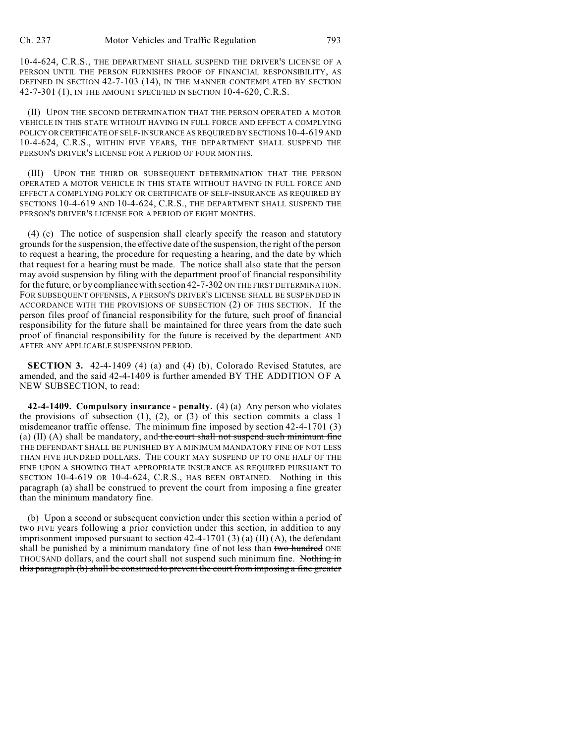10-4-624, C.R.S., THE DEPARTMENT SHALL SUSPEND THE DRIVER'S LICENSE OF A PERSON UNTIL THE PERSON FURNISHES PROOF OF FINANCIAL RESPONSIBILITY, AS DEFINED IN SECTION 42-7-103 (14), IN THE MANNER CONTEMPLATED BY SECTION 42-7-301 (1), IN THE AMOUNT SPECIFIED IN SECTION 10-4-620, C.R.S.

(II) UPON THE SECOND DETERMINATION THAT THE PERSON OPERATED A MOTOR VEHICLE IN THIS STATE WITHOUT HAVING IN FULL FORCE AND EFFECT A COMPLYING POLICY OR CERTIFICATE OF SELF-INSURANCE AS REQUIRED BY SECTIONS 10-4-619 AND 10-4-624, C.R.S., WITHIN FIVE YEARS, THE DEPARTMENT SHALL SUSPEND THE PERSON'S DRIVER'S LICENSE FOR A PERIOD OF FOUR MONTHS.

(III) UPON THE THIRD OR SUBSEQUENT DETERMINATION THAT THE PERSON OPERATED A MOTOR VEHICLE IN THIS STATE WITHOUT HAVING IN FULL FORCE AND EFFECT A COMPLYING POLICY OR CERTIFICATE OF SELF-INSURANCE AS REQUIRED BY SECTIONS 10-4-619 AND 10-4-624, C.R.S., THE DEPARTMENT SHALL SUSPEND THE PERSON'S DRIVER'S LICENSE FOR A PERIOD OF EIGHT MONTHS.

(4) (c) The notice of suspension shall clearly specify the reason and statutory grounds for the suspension, the effective date of the suspension, the right of the person to request a hearing, the procedure for requesting a hearing, and the date by which that request for a hearing must be made. The notice shall also state that the person may avoid suspension by filing with the department proof of financial responsibility for the future, or by compliance with section 42-7-302 ON THE FIRST DETERMINATION. FOR SUBSEQUENT OFFENSES, A PERSON'S DRIVER'S LICENSE SHALL BE SUSPENDED IN ACCORDANCE WITH THE PROVISIONS OF SUBSECTION (2) OF THIS SECTION. If the person files proof of financial responsibility for the future, such proof of financial responsibility for the future shall be maintained for three years from the date such proof of financial responsibility for the future is received by the department AND AFTER ANY APPLICABLE SUSPENSION PERIOD.

**SECTION 3.** 42-4-1409 (4) (a) and (4) (b), Colorado Revised Statutes, are amended, and the said 42-4-1409 is further amended BY THE ADDITION OF A NEW SUBSECTION, to read:

**42-4-1409. Compulsory insurance - penalty.** (4) (a) Any person who violates the provisions of subsection (1), (2), or (3) of this section commits a class 1 misdemeanor traffic offense. The minimum fine imposed by section 42-4-1701 (3) (a) (II) (A) shall be mandatory, and ~~the court shall not suspend such minimum fine~~ THE DEFENDANT SHALL BE PUNISHED BY A MINIMUM MANDATORY FINE OF NOT LESS THAN FIVE HUNDRED DOLLARS. THE COURT MAY SUSPEND UP TO ONE HALF OF THE FINE UPON A SHOWING THAT APPROPRIATE INSURANCE AS REQUIRED PURSUANT TO SECTION 10-4-619 OR 10-4-624, C.R.S., HAS BEEN OBTAINED. Nothing in this paragraph (a) shall be construed to prevent the court from imposing a fine greater than the minimum mandatory fine.

(b) Upon a second or subsequent conviction under this section within a period of ~~two~~ FIVE years following a prior conviction under this section, in addition to any imprisonment imposed pursuant to section 42-4-1701 (3) (a) (II) (A), the defendant shall be punished by a minimum mandatory fine of not less than ~~two hundred~~ ONE THOUSAND dollars, and the court shall not suspend such minimum fine. ~~Nothing in this paragraph (b) shall be construed to prevent the court from imposing a fine greater~~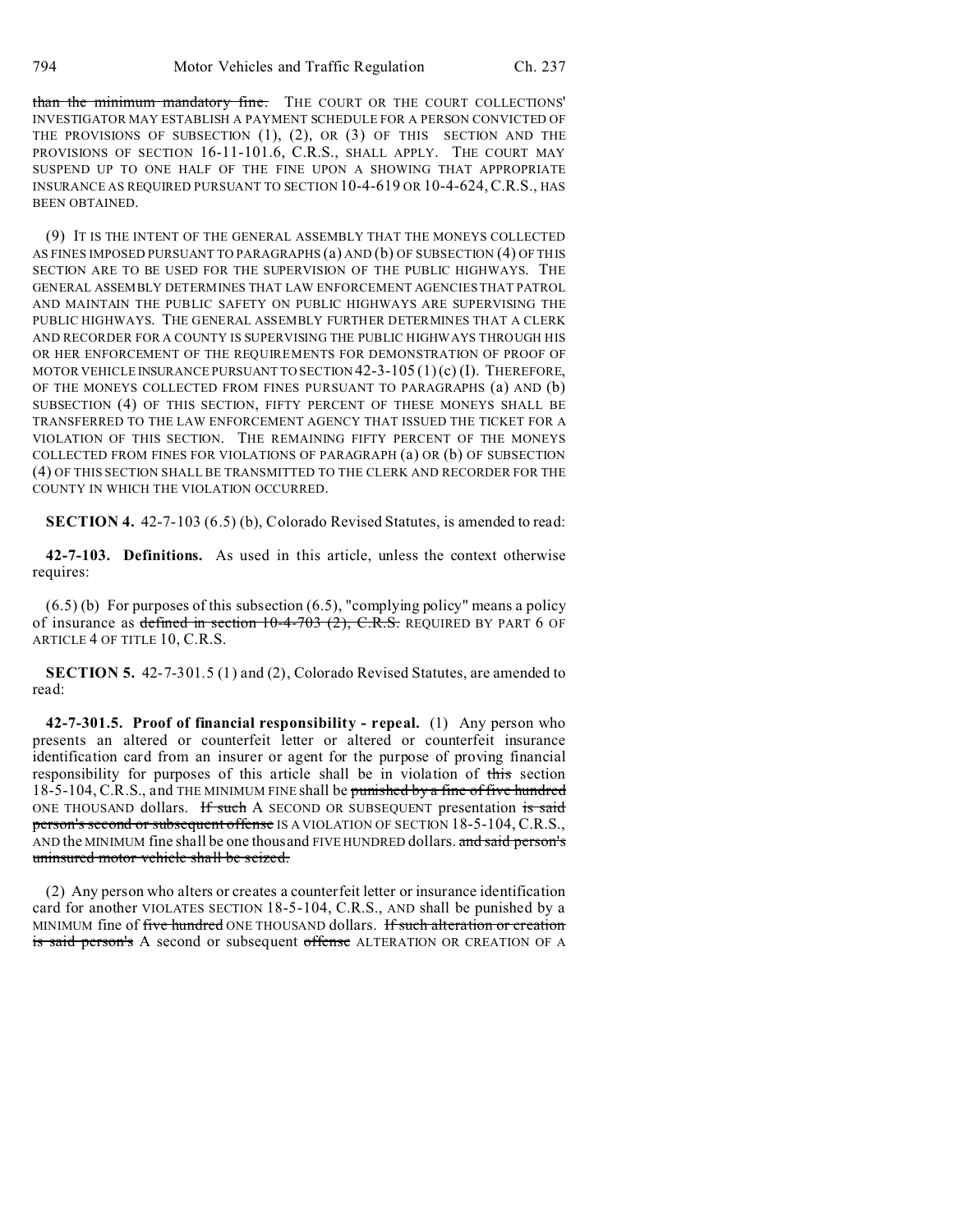~~than the minimum mandatory fine.~~ THE COURT OR THE COURT COLLECTIONS' INVESTIGATOR MAY ESTABLISH A PAYMENT SCHEDULE FOR A PERSON CONVICTED OF THE PROVISIONS OF SUBSECTION (1), (2), OR (3) OF THIS SECTION AND THE PROVISIONS OF SECTION 16-11-101.6, C.R.S., SHALL APPLY. THE COURT MAY SUSPEND UP TO ONE HALF OF THE FINE UPON A SHOWING THAT APPROPRIATE INSURANCE AS REQUIRED PURSUANT TO SECTION 10-4-619 OR 10-4-624, C.R.S., HAS BEEN OBTAINED.

(9) IT IS THE INTENT OF THE GENERAL ASSEMBLY THAT THE MONEYS COLLECTED AS FINES IMPOSED PURSUANT TO PARAGRAPHS (a) AND (b) OF SUBSECTION (4) OF THIS SECTION ARE TO BE USED FOR THE SUPERVISION OF THE PUBLIC HIGHWAYS. THE GENERAL ASSEMBLY DETERMINES THAT LAW ENFORCEMENT AGENCIES THAT PATROL AND MAINTAIN THE PUBLIC SAFETY ON PUBLIC HIGHWAYS ARE SUPERVISING THE PUBLIC HIGHWAYS. THE GENERAL ASSEMBLY FURTHER DETERMINES THAT A CLERK AND RECORDER FOR A COUNTY IS SUPERVISING THE PUBLIC HIGHWAYS THROUGH HIS OR HER ENFORCEMENT OF THE REQUIREMENTS FOR DEMONSTRATION OF PROOF OF MOTOR VEHICLE INSURANCE PURSUANT TO SECTION 42-3-105 (1) (c) (I). THEREFORE, OF THE MONEYS COLLECTED FROM FINES PURSUANT TO PARAGRAPHS (a) AND (b) SUBSECTION (4) OF THIS SECTION, FIFTY PERCENT OF THESE MONEYS SHALL BE TRANSFERRED TO THE LAW ENFORCEMENT AGENCY THAT ISSUED THE TICKET FOR A VIOLATION OF THIS SECTION. THE REMAINING FIFTY PERCENT OF THE MONEYS COLLECTED FROM FINES FOR VIOLATIONS OF PARAGRAPH (a) OR (b) OF SUBSECTION (4) OF THIS SECTION SHALL BE TRANSMITTED TO THE CLERK AND RECORDER FOR THE COUNTY IN WHICH THE VIOLATION OCCURRED.

**SECTION 4.** 42-7-103 (6.5) (b), Colorado Revised Statutes, is amended to read:

**42-7-103. Definitions.** As used in this article, unless the context otherwise requires:

(6.5) (b) For purposes of this subsection (6.5), "complying policy" means a policy of insurance as ~~defined in section 10-4-703 (2), C.R.S.~~ REQUIRED BY PART 6 OF ARTICLE 4 OF TITLE 10, C.R.S.

**SECTION 5.** 42-7-301.5 (1) and (2), Colorado Revised Statutes, are amended to read:

**42-7-301.5. Proof of financial responsibility - repeal.** (1) Any person who presents an altered or counterfeit letter or altered or counterfeit insurance identification card from an insurer or agent for the purpose of proving financial responsibility for purposes of this article shall be in violation of ~~this~~ section 18-5-104, C.R.S., and THE MINIMUM FINE shall be ~~punished by a fine of five hundred~~ ONE THOUSAND dollars. ~~If such~~ A SECOND OR SUBSEQUENT presentation ~~is said person's second or subsequent offense~~ IS A VIOLATION OF SECTION 18-5-104, C.R.S., AND the MINIMUM fine shall be one thousand FIVE HUNDRED dollars. ~~and said person's uninsured motor vehicle shall be seized.~~

(2) Any person who alters or creates a counterfeit letter or insurance identification card for another VIOLATES SECTION 18-5-104, C.R.S., AND shall be punished by a MINIMUM fine of ~~five hundred~~ ONE THOUSAND dollars. ~~If such alteration or creation is said person's~~ A second or subsequent ~~offense~~ ALTERATION OR CREATION OF A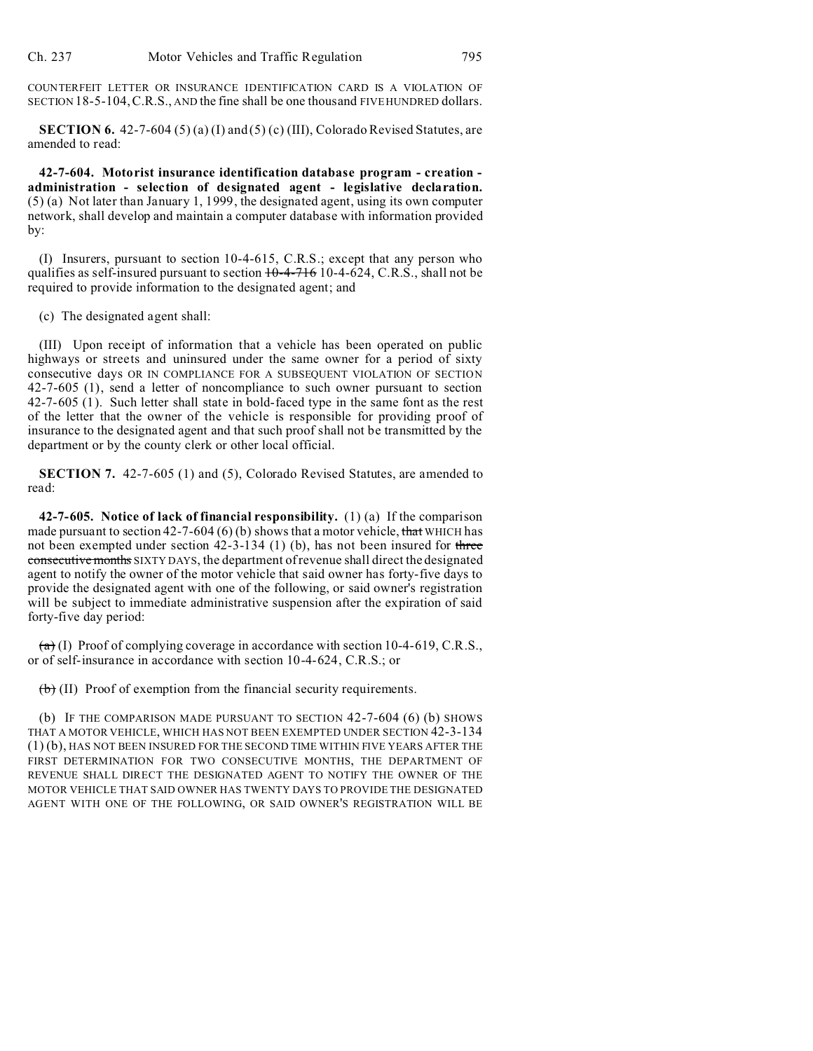COUNTERFEIT LETTER OR INSURANCE IDENTIFICATION CARD IS A VIOLATION OF SECTION 18-5-104, C.R.S., AND the fine shall be one thousand FIVE HUNDRED dollars.

**SECTION 6.** 42-7-604 (5) (a) (I) and (5) (c) (III), Colorado Revised Statutes, are amended to read:

**42-7-604. Motorist insurance identification database program - creation - administration - selection of designated agent - legislative declaration.** (5) (a) Not later than January 1, 1999, the designated agent, using its own computer network, shall develop and maintain a computer database with information provided by:

(I) Insurers, pursuant to section 10-4-615, C.R.S.; except that any person who qualifies as self-insured pursuant to section ~~10-4-716~~ 10-4-624, C.R.S., shall not be required to provide information to the designated agent; and

(c) The designated agent shall:

(III) Upon receipt of information that a vehicle has been operated on public highways or streets and uninsured under the same owner for a period of sixty consecutive days OR IN COMPLIANCE FOR A SUBSEQUENT VIOLATION OF SECTION 42-7-605 (1), send a letter of noncompliance to such owner pursuant to section 42-7-605 (1). Such letter shall state in bold-faced type in the same font as the rest of the letter that the owner of the vehicle is responsible for providing proof of insurance to the designated agent and that such proof shall not be transmitted by the department or by the county clerk or other local official.

**SECTION 7.** 42-7-605 (1) and (5), Colorado Revised Statutes, are amended to read:

**42-7-605. Notice of lack of financial responsibility.** (1) (a) If the comparison made pursuant to section 42-7-604 (6) (b) shows that a motor vehicle, ~~that~~ WHICH has not been exempted under section 42-3-134 (1) (b), has not been insured for ~~three consecutive months~~ SIXTY DAYS, the department of revenue shall direct the designated agent to notify the owner of the motor vehicle that said owner has forty-five days to provide the designated agent with one of the following, or said owner's registration will be subject to immediate administrative suspension after the expiration of said forty-five day period:

~~(a)~~ (I) Proof of complying coverage in accordance with section 10-4-619, C.R.S., or of self-insurance in accordance with section 10-4-624, C.R.S.; or

~~(b)~~ (II) Proof of exemption from the financial security requirements.

(b) IF THE COMPARISON MADE PURSUANT TO SECTION 42-7-604 (6) (b) SHOWS THAT A MOTOR VEHICLE, WHICH HAS NOT BEEN EXEMPTED UNDER SECTION 42-3-134 (1) (b), HAS NOT BEEN INSURED FOR THE SECOND TIME WITHIN FIVE YEARS AFTER THE FIRST DETERMINATION FOR TWO CONSECUTIVE MONTHS, THE DEPARTMENT OF REVENUE SHALL DIRECT THE DESIGNATED AGENT TO NOTIFY THE OWNER OF THE MOTOR VEHICLE THAT SAID OWNER HAS TWENTY DAYS TO PROVIDE THE DESIGNATED AGENT WITH ONE OF THE FOLLOWING, OR SAID OWNER'S REGISTRATION WILL BE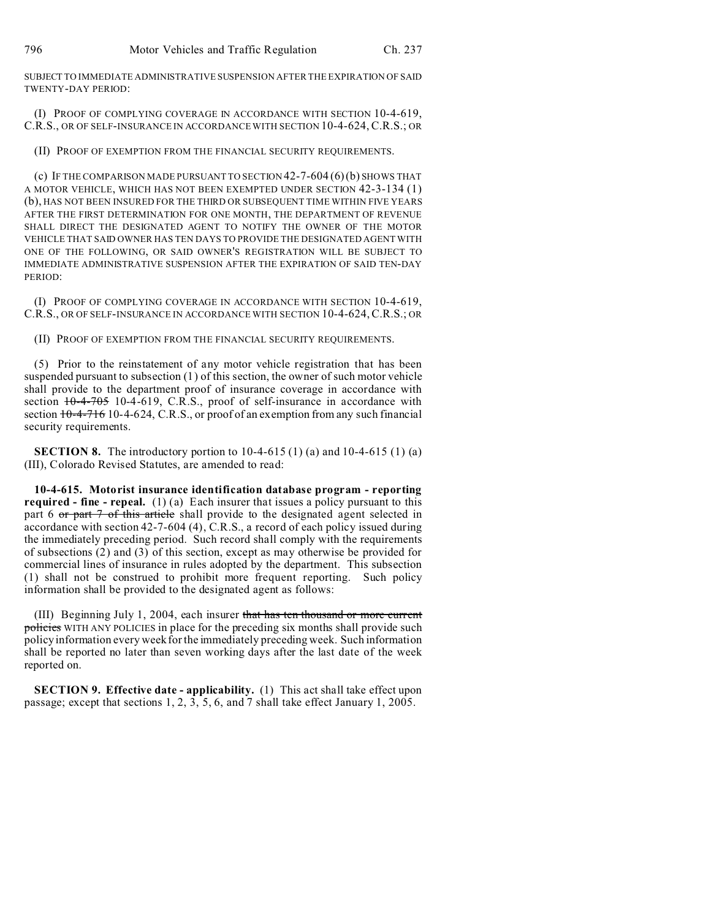SUBJECT TO IMMEDIATE ADMINISTRATIVE SUSPENSION AFTER THE EXPIRATION OF SAID TWENTY-DAY PERIOD:

(I) PROOF OF COMPLYING COVERAGE IN ACCORDANCE WITH SECTION 10-4-619, C.R.S., OR OF SELF-INSURANCE IN ACCORDANCE WITH SECTION 10-4-624, C.R.S.; OR

(II) PROOF OF EXEMPTION FROM THE FINANCIAL SECURITY REQUIREMENTS.

(c) IF THE COMPARISON MADE PURSUANT TO SECTION 42-7-604 (6) (b) SHOWS THAT A MOTOR VEHICLE, WHICH HAS NOT BEEN EXEMPTED UNDER SECTION 42-3-134 (1) (b), HAS NOT BEEN INSURED FOR THE THIRD OR SUBSEQUENT TIME WITHIN FIVE YEARS AFTER THE FIRST DETERMINATION FOR ONE MONTH, THE DEPARTMENT OF REVENUE SHALL DIRECT THE DESIGNATED AGENT TO NOTIFY THE OWNER OF THE MOTOR VEHICLE THAT SAID OWNER HAS TEN DAYS TO PROVIDE THE DESIGNATED AGENT WITH ONE OF THE FOLLOWING, OR SAID OWNER'S REGISTRATION WILL BE SUBJECT TO IMMEDIATE ADMINISTRATIVE SUSPENSION AFTER THE EXPIRATION OF SAID TEN-DAY PERIOD:

(I) PROOF OF COMPLYING COVERAGE IN ACCORDANCE WITH SECTION 10-4-619, C.R.S., OR OF SELF-INSURANCE IN ACCORDANCE WITH SECTION 10-4-624, C.R.S.; OR

(II) PROOF OF EXEMPTION FROM THE FINANCIAL SECURITY REQUIREMENTS.

(5) Prior to the reinstatement of any motor vehicle registration that has been suspended pursuant to subsection (1) of this section, the owner of such motor vehicle shall provide to the department proof of insurance coverage in accordance with section ~~10-4-705~~ 10-4-619, C.R.S., proof of self-insurance in accordance with section ~~10-4-716~~ 10-4-624, C.R.S., or proof of an exemption from any such financial security requirements.

**SECTION 8.** The introductory portion to 10-4-615 (1) (a) and 10-4-615 (1) (a) (III), Colorado Revised Statutes, are amended to read:

**10-4-615. Motorist insurance identification database program - reporting required - fine - repeal.** (1) (a) Each insurer that issues a policy pursuant to this part 6 ~~or part 7 of this article~~ shall provide to the designated agent selected in accordance with section 42-7-604 (4), C.R.S., a record of each policy issued during the immediately preceding period. Such record shall comply with the requirements of subsections (2) and (3) of this section, except as may otherwise be provided for commercial lines of insurance in rules adopted by the department. This subsection (1) shall not be construed to prohibit more frequent reporting. Such policy information shall be provided to the designated agent as follows:

(III) Beginning July 1, 2004, each insurer ~~that has ten thousand or more current policies~~ WITH ANY POLICIES in place for the preceding six months shall provide such policy information every week for the immediately preceding week. Such information shall be reported no later than seven working days after the last date of the week reported on.

**SECTION 9. Effective date - applicability.** (1) This act shall take effect upon passage; except that sections 1, 2, 3, 5, 6, and 7 shall take effect January 1, 2005.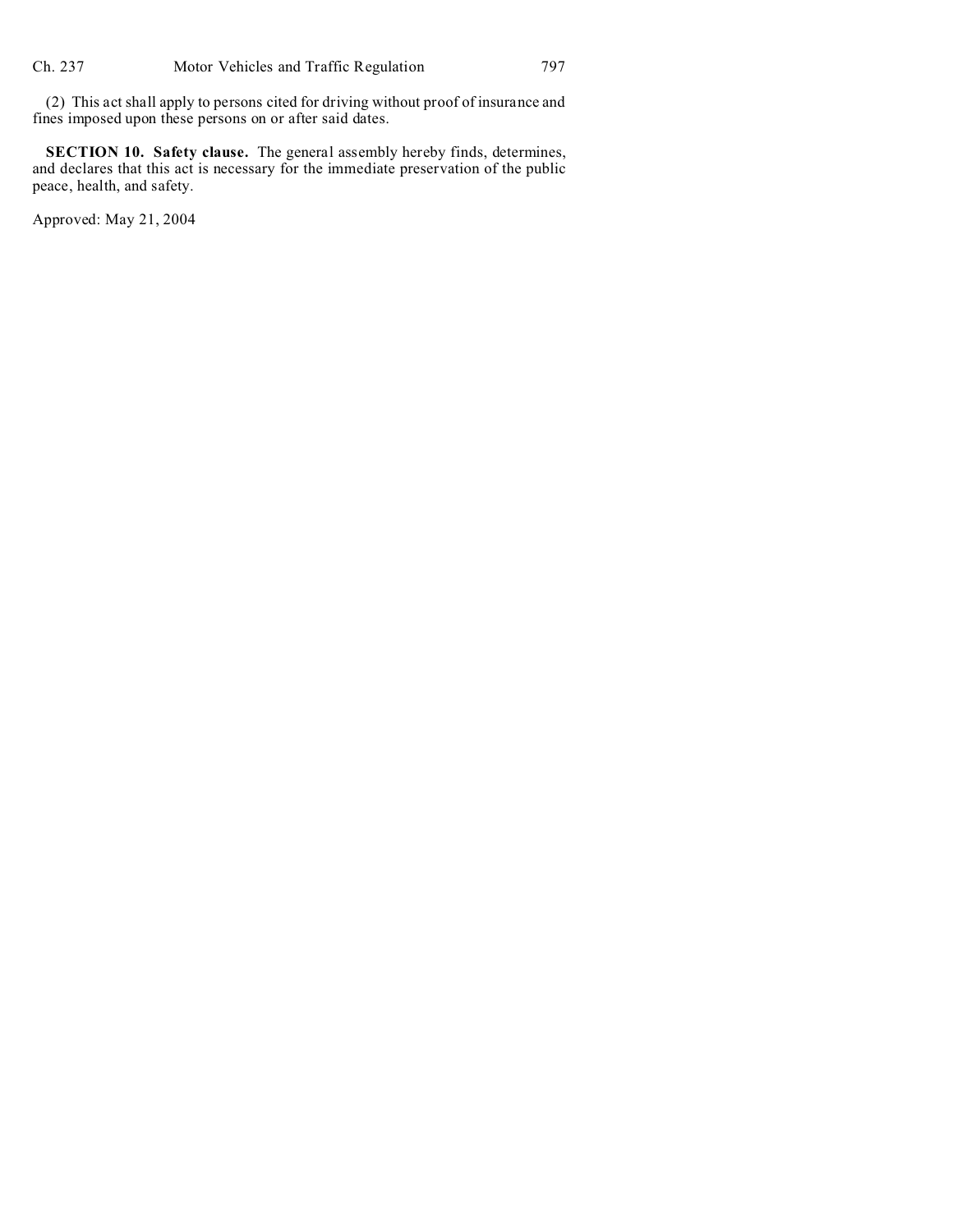(2) This act shall apply to persons cited for driving without proof of insurance and fines imposed upon these persons on or after said dates.

**SECTION 10. Safety clause.** The general assembly hereby finds, determines, and declares that this act is necessary for the immediate preservation of the public peace, health, and safety.

Approved: May 21, 2004